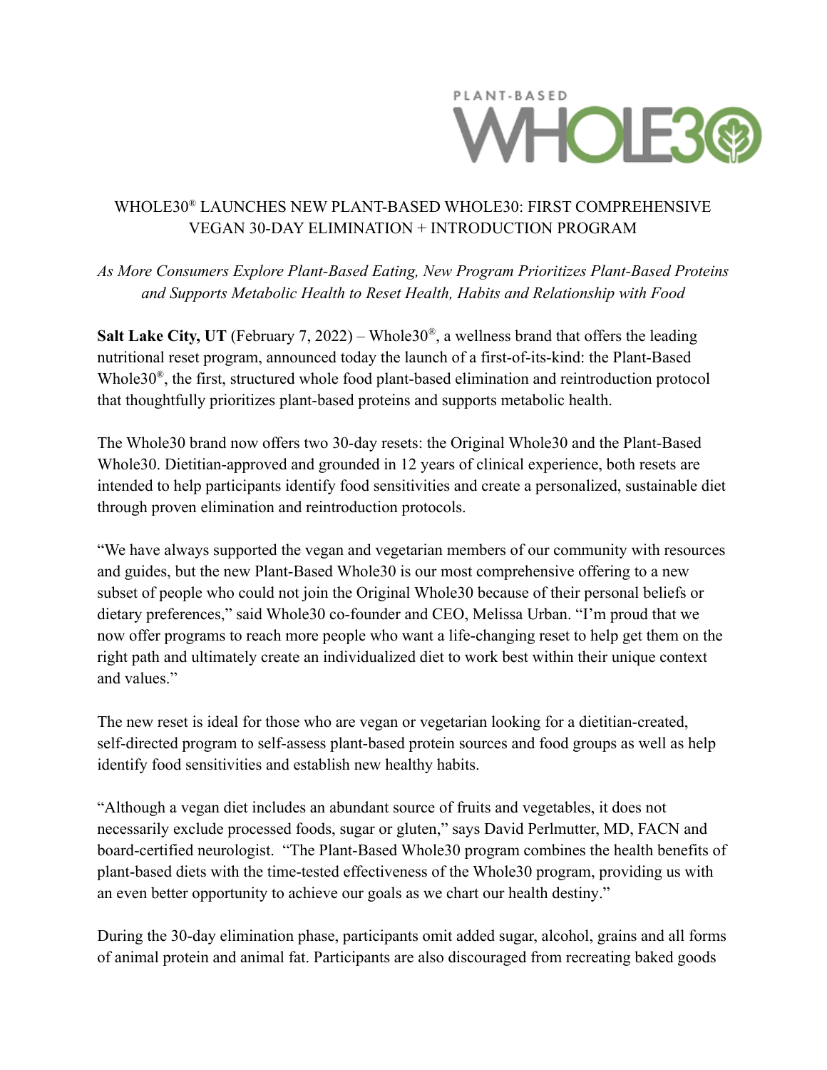PLANT-BASED WHOLE30

# WHOLE30® LAUNCHES NEW PLANT-BASED WHOLE30: FIRST COMPREHENSIVE VEGAN 30-DAY ELIMINATION + INTRODUCTION PROGRAM

*As More Consumers Explore Plant-Based Eating, New Program Prioritizes Plant-Based Proteins and Supports Metabolic Health to Reset Health, Habits and Relationship with Food*

**Salt Lake City, UT** (February 7, 2022) – Whole30®, a wellness brand that offers the leading nutritional reset program, announced today the launch of a first-of-its-kind: the Plant-Based Whole30®, the first, structured whole food plant-based elimination and reintroduction protocol that thoughtfully prioritizes plant-based proteins and supports metabolic health.

The Whole30 brand now offers two 30-day resets: the Original Whole30 and the Plant-Based Whole30. Dietitian-approved and grounded in 12 years of clinical experience, both resets are intended to help participants identify food sensitivities and create a personalized, sustainable diet through proven elimination and reintroduction protocols.

"We have always supported the vegan and vegetarian members of our community with resources and guides, but the new Plant-Based Whole30 is our most comprehensive offering to a new subset of people who could not join the Original Whole30 because of their personal beliefs or dietary preferences," said Whole30 co-founder and CEO, Melissa Urban. "I'm proud that we now offer programs to reach more people who want a life-changing reset to help get them on the right path and ultimately create an individualized diet to work best within their unique context and values."

The new reset is ideal for those who are vegan or vegetarian looking for a dietitian-created, self-directed program to self-assess plant-based protein sources and food groups as well as help identify food sensitivities and establish new healthy habits.

"Although a vegan diet includes an abundant source of fruits and vegetables, it does not necessarily exclude processed foods, sugar or gluten," says David Perlmutter, MD, FACN and board-certified neurologist. "The Plant-Based Whole30 program combines the health benefits of plant-based diets with the time-tested effectiveness of the Whole30 program, providing us with an even better opportunity to achieve our goals as we chart our health destiny."

During the 30-day elimination phase, participants omit added sugar, alcohol, grains and all forms of animal protein and animal fat. Participants are also discouraged from recreating baked goods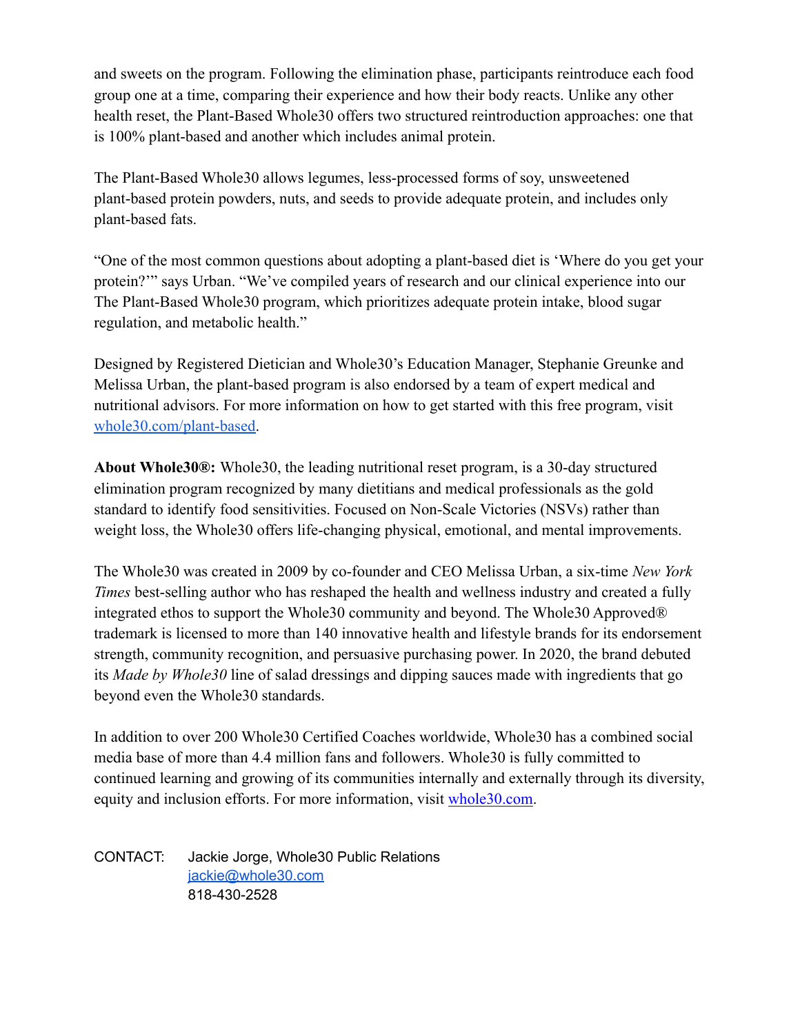and sweets on the program. Following the elimination phase, participants reintroduce each food group one at a time, comparing their experience and how their body reacts. Unlike any other health reset, the Plant-Based Whole30 offers two structured reintroduction approaches: one that is 100% plant-based and another which includes animal protein.

The Plant-Based Whole30 allows legumes, less-processed forms of soy, unsweetened plant-based protein powders, nuts, and seeds to provide adequate protein, and includes only plant-based fats.

“One of the most common questions about adopting a plant-based diet is ‘Where do you get your protein?’” says Urban. “We’ve compiled years of research and our clinical experience into our The Plant-Based Whole30 program, which prioritizes adequate protein intake, blood sugar regulation, and metabolic health.”

Designed by Registered Dietician and Whole30’s Education Manager, Stephanie Greunke and Melissa Urban, the plant-based program is also endorsed by a team of expert medical and nutritional advisors. For more information on how to get started with this free program, visit [whole30.com/plant-based](whole30.com/plant-based).

**About Whole30®:** Whole30, the leading nutritional reset program, is a 30-day structured elimination program recognized by many dietitians and medical professionals as the gold standard to identify food sensitivities. Focused on Non-Scale Victories (NSVs) rather than weight loss, the Whole30 offers life-changing physical, emotional, and mental improvements.

The Whole30 was created in 2009 by co-founder and CEO Melissa Urban, a six-time *New York Times* best-selling author who has reshaped the health and wellness industry and created a fully integrated ethos to support the Whole30 community and beyond. The Whole30 Approved® trademark is licensed to more than 140 innovative health and lifestyle brands for its endorsement strength, community recognition, and persuasive purchasing power. In 2020, the brand debuted its *Made by Whole30* line of salad dressings and dipping sauces made with ingredients that go beyond even the Whole30 standards.

In addition to over 200 Whole30 Certified Coaches worldwide, Whole30 has a combined social media base of more than 4.4 million fans and followers. Whole30 is fully committed to continued learning and growing of its communities internally and externally through its diversity, equity and inclusion efforts. For more information, visit [whole30.com](whole30.com).

CONTACT: Jackie Jorge, Whole30 Public Relations
[jackie@whole30.com](mailto:jackie@whole30.com)
818-430-2528